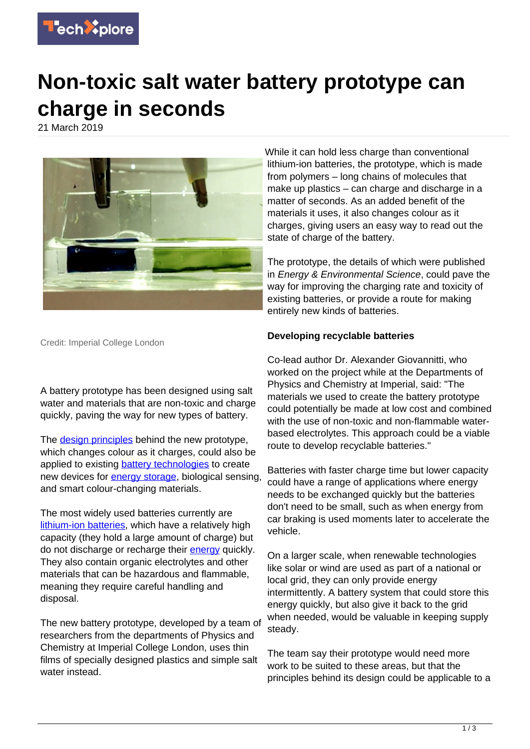# Non-toxic salt water battery prototype can charge in seconds

21 March 2019

Credit: Imperial College London

A battery prototype has been designed using salt water and materials that are non-toxic and charge quickly, paving the way for new types of battery.

The design principles behind the new prototype, which changes colour as it charges, could also be applied to existing battery technologies to create new devices for energy storage, biological sensing, and smart colour-changing materials.

The most widely used batteries currently are lithium-ion batteries, which have a relatively high capacity (they hold a large amount of charge) but do not discharge or recharge their energy quickly. They also contain organic electrolytes and other materials that can be hazardous and flammable, meaning they require careful handling and disposal.

The new battery prototype, developed by a team of researchers from the departments of Physics and Chemistry at Imperial College London, uses thin films of specially designed plastics and simple salt water instead.

While it can hold less charge than conventional lithium-ion batteries, the prototype, which is made from polymers – long chains of molecules that make up plastics – can charge and discharge in a matter of seconds. As an added benefit of the materials it uses, it also changes colour as it charges, giving users an easy way to read out the state of charge of the battery.

The prototype, the details of which were published in *Energy & Environmental Science*, could pave the way for improving the charging rate and toxicity of existing batteries, or provide a route for making entirely new kinds of batteries.

**Developing recyclable batteries**

Co-lead author Dr. Alexander Giovannitti, who worked on the project while at the Departments of Physics and Chemistry at Imperial, said: "The materials we used to create the battery prototype could potentially be made at low cost and combined with the use of non-toxic and non-flammable water-based electrolytes. This approach could be a viable route to develop recyclable batteries."

Batteries with faster charge time but lower capacity could have a range of applications where energy needs to be exchanged quickly but the batteries don't need to be small, such as when energy from car braking is used moments later to accelerate the vehicle.

On a larger scale, when renewable technologies like solar or wind are used as part of a national or local grid, they can only provide energy intermittently. A battery system that could store this energy quickly, but also give it back to the grid when needed, would be valuable in keeping supply steady.

The team say their prototype would need more work to be suited to these areas, but that the principles behind its design could be applicable to a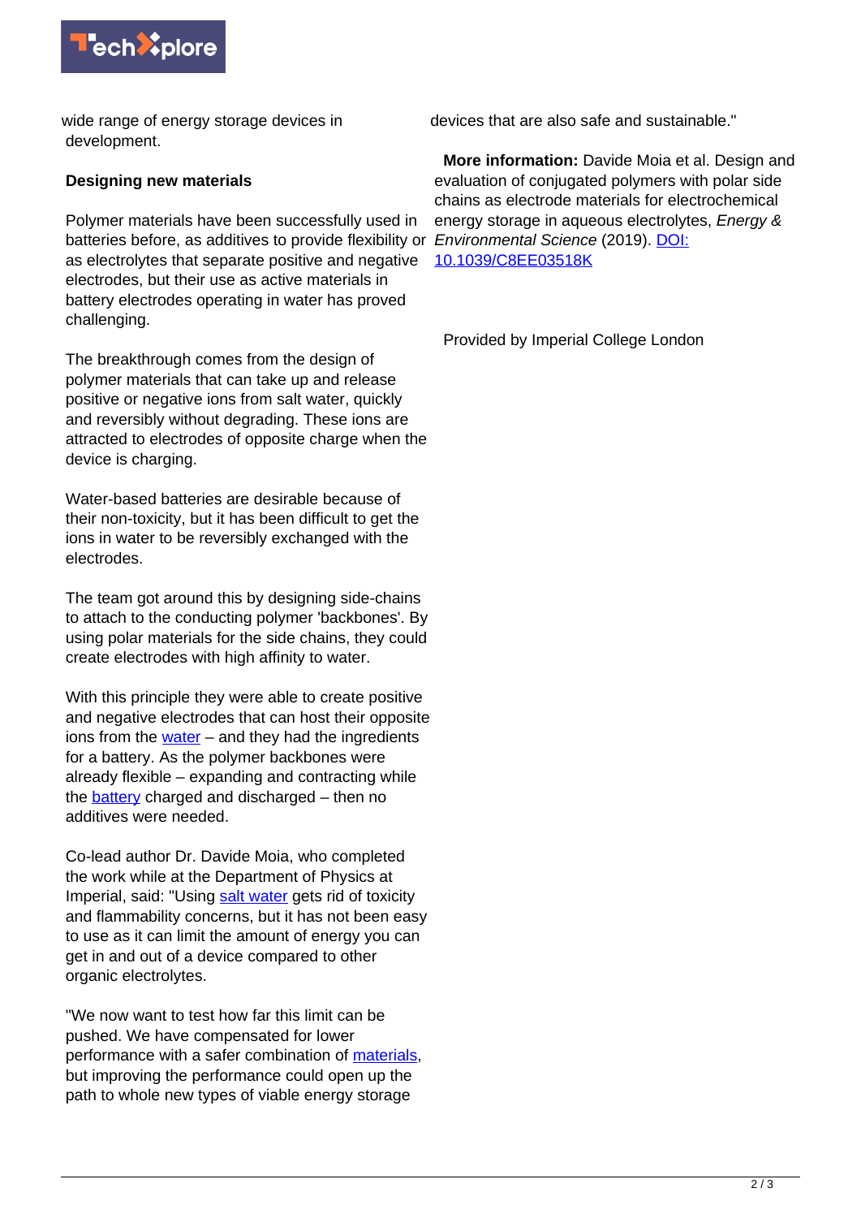wide range of energy storage devices in development.

## Designing new materials

Polymer materials have been successfully used in batteries before, as additives to provide flexibility or as electrolytes that separate positive and negative electrodes, but their use as active materials in battery electrodes operating in water has proved challenging.

The breakthrough comes from the design of polymer materials that can take up and release positive or negative ions from salt water, quickly and reversibly without degrading. These ions are attracted to electrodes of opposite charge when the device is charging.

Water-based batteries are desirable because of their non-toxicity, but it has been difficult to get the ions in water to be reversibly exchanged with the electrodes.

The team got around this by designing side-chains to attach to the conducting polymer 'backbones'. By using polar materials for the side chains, they could create electrodes with high affinity to water.

With this principle they were able to create positive and negative electrodes that can host their opposite ions from the water – and they had the ingredients for a battery. As the polymer backbones were already flexible – expanding and contracting while the battery charged and discharged – then no additives were needed.

Co-lead author Dr. Davide Moia, who completed the work while at the Department of Physics at Imperial, said: "Using salt water gets rid of toxicity and flammability concerns, but it has not been easy to use as it can limit the amount of energy you can get in and out of a device compared to other organic electrolytes.

"We now want to test how far this limit can be pushed. We have compensated for lower performance with a safer combination of materials, but improving the performance could open up the path to whole new types of viable energy storage devices that are also safe and sustainable."

**More information:** Davide Moia et al. Design and evaluation of conjugated polymers with polar side chains as electrode materials for electrochemical energy storage in aqueous electrolytes, *Energy & Environmental Science* (2019). DOI: 10.1039/C8EE03518K

Provided by Imperial College London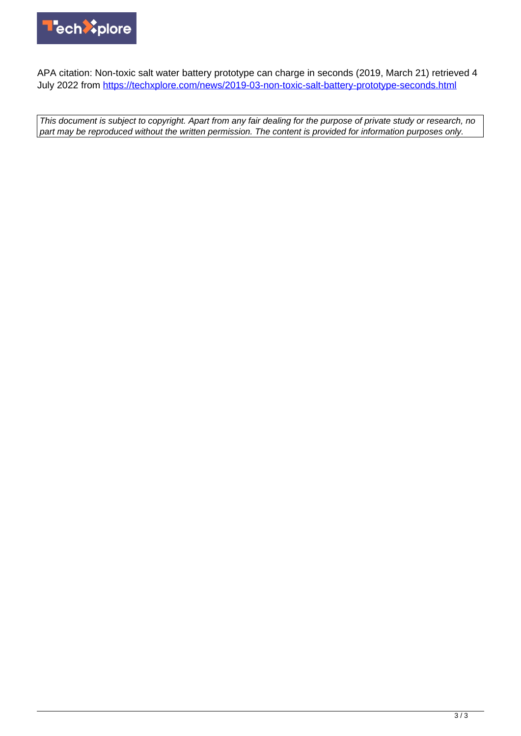APA citation: Non-toxic salt water battery prototype can charge in seconds (2019, March 21) retrieved 4 July 2022 from https://techxplore.com/news/2019-03-non-toxic-salt-battery-prototype-seconds.html

*This document is subject to copyright. Apart from any fair dealing for the purpose of private study or research, no part may be reproduced without the written permission. The content is provided for information purposes only.*